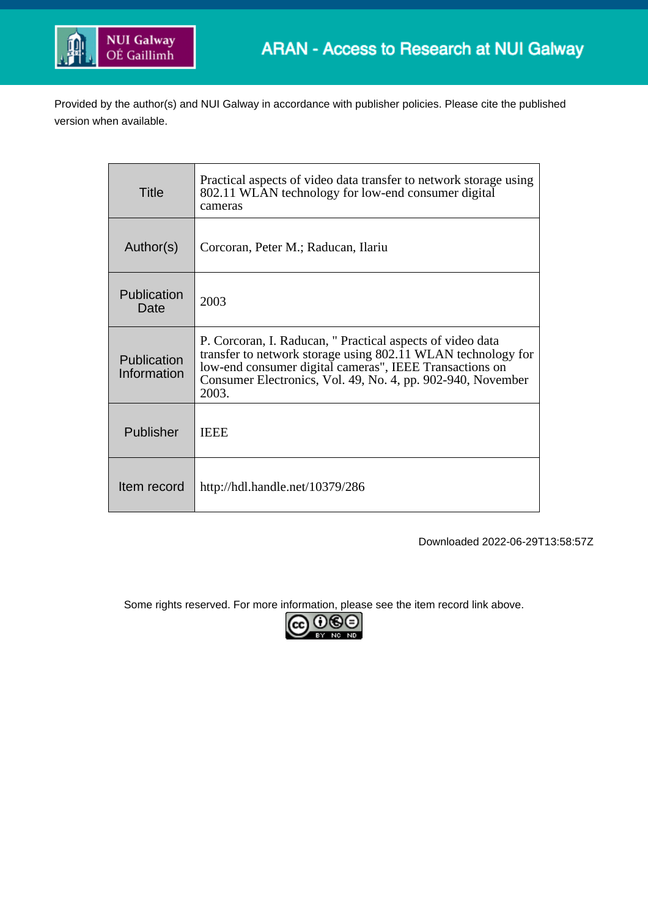NUI Galway OÉ Gaillimh

ARAN - Access to Research at NUI Galway

Provided by the author(s) and NUI Galway in accordance with publisher policies. Please cite the published version when available.

| Title | Practical aspects of video data transfer to network storage using 802.11 WLAN technology for low-end consumer digital cameras |
|---|---|
| Author(s) | Corcoran, Peter M.; Raducan, Ilariu |
| Publication Date | 2003 |
| Publication Information | P. Corcoran, I. Raducan, " Practical aspects of video data transfer to network storage using 802.11 WLAN technology for low-end consumer digital cameras", IEEE Transactions on Consumer Electronics, Vol. 49, No. 4, pp. 902-940, November 2003. |
| Publisher | IEEE |
| Item record | http://hdl.handle.net/10379/286 |

Downloaded 2022-06-29T13:58:57Z

Some rights reserved. For more information, please see the item record link above.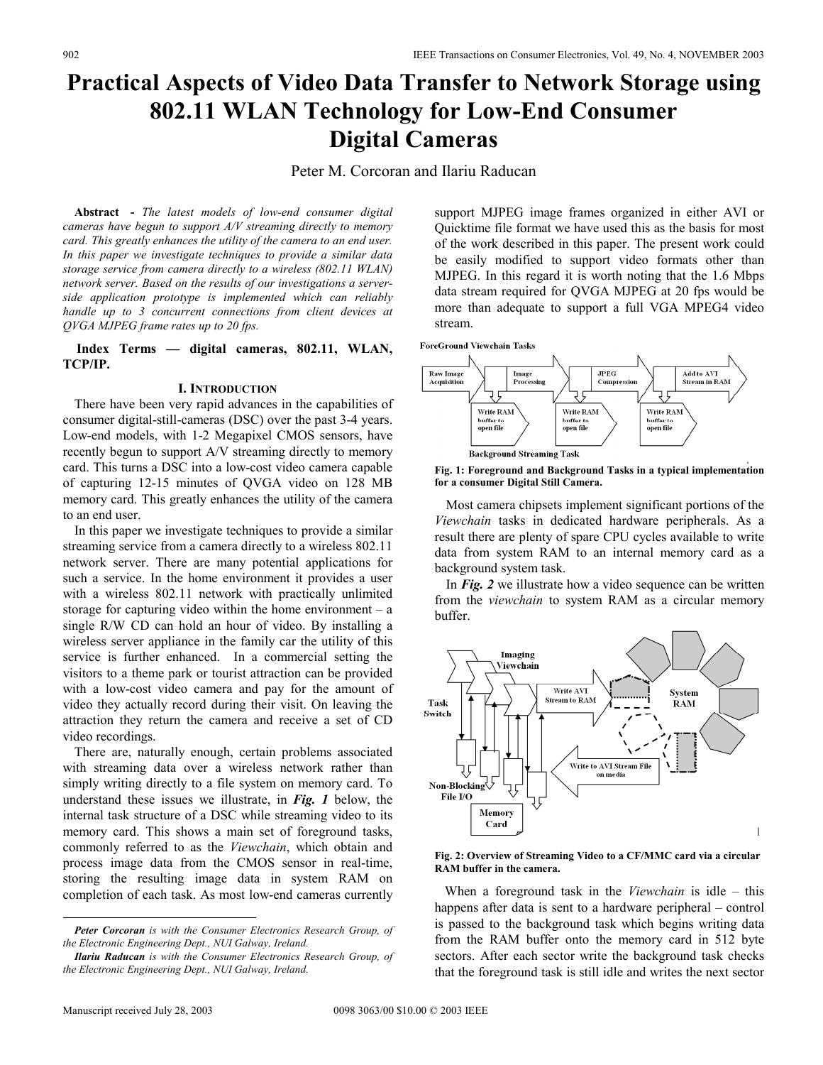# Practical Aspects of Video Data Transfer to Network Storage using 802.11 WLAN Technology for Low-End Consumer Digital Cameras

Peter M. Corcoran and Ilariu Raducan

**Abstract** - *The latest models of low-end consumer digital cameras have begun to support A/V streaming directly to memory card. This greatly enhances the utility of the camera to an end user. In this paper we investigate techniques to provide a similar data storage service from camera directly to a wireless (802.11 WLAN) network server. Based on the results of our investigations a server-side application prototype is implemented which can reliably handle up to 3 concurrent connections from client devices at QVGA MJPEG frame rates up to 20 fps.*

**Index Terms — digital cameras, 802.11, WLAN, TCP/IP.**

## I. INTRODUCTION

There have been very rapid advances in the capabilities of consumer digital-still-cameras (DSC) over the past 3-4 years. Low-end models, with 1-2 Megapixel CMOS sensors, have recently begun to support A/V streaming directly to memory card. This turns a DSC into a low-cost video camera capable of capturing 12-15 minutes of QVGA video on 128 MB memory card. This greatly enhances the utility of the camera to an end user.

In this paper we investigate techniques to provide a similar streaming service from a camera directly to a wireless 802.11 network server. There are many potential applications for such a service. In the home environment it provides a user with a wireless 802.11 network with practically unlimited storage for capturing video within the home environment – a single R/W CD can hold an hour of video. By installing a wireless server appliance in the family car the utility of this service is further enhanced. In a commercial setting the visitors to a theme park or tourist attraction can be provided with a low-cost video camera and pay for the amount of video they actually record during their visit. On leaving the attraction they return the camera and receive a set of CD video recordings.

There are, naturally enough, certain problems associated with streaming data over a wireless network rather than simply writing directly to a file system on memory card. To understand these issues we illustrate, in ***Fig. 1*** below, the internal task structure of a DSC while streaming video to its memory card. This shows a main set of foreground tasks, commonly referred to as the *Viewchain*, which obtain and process image data from the CMOS sensor in real-time, storing the resulting image data in system RAM on completion of each task. As most low-end cameras currently support MJPEG image frames organized in either AVI or Quicktime file format we have used this as the basis for most of the work described in this paper. The present work could be easily modified to support video formats other than MJPEG. In this regard it is worth noting that the 1.6 Mbps data stream required for QVGA MJPEG at 20 fps would be more than adequate to support a full VGA MPEG4 video stream.

**Fig. 1: Foreground and Background Tasks in a typical implementation for a consumer Digital Still Camera.**

Most camera chipsets implement significant portions of the *Viewchain* tasks in dedicated hardware peripherals. As a result there are plenty of spare CPU cycles available to write data from system RAM to an internal memory card as a background system task.

In ***Fig. 2*** we illustrate how a video sequence can be written from the *viewchain* to system RAM as a circular memory buffer.

**Fig. 2: Overview of Streaming Video to a CF/MMC card via a circular RAM buffer in the camera.**

When a foreground task in the *Viewchain* is idle – this happens after data is sent to a hardware peripheral – control is passed to the background task which begins writing data from the RAM buffer onto the memory card in 512 byte sectors. After each sector write the background task checks that the foreground task is still idle and writes the next sector

---

*Peter Corcoran* is with the Consumer Electronics Research Group, of the Electronic Engineering Dept., NUI Galway, Ireland.

*Ilariu Raducan* is with the Consumer Electronics Research Group, of the Electronic Engineering Dept., NUI Galway, Ireland.

Manuscript received July 28, 2003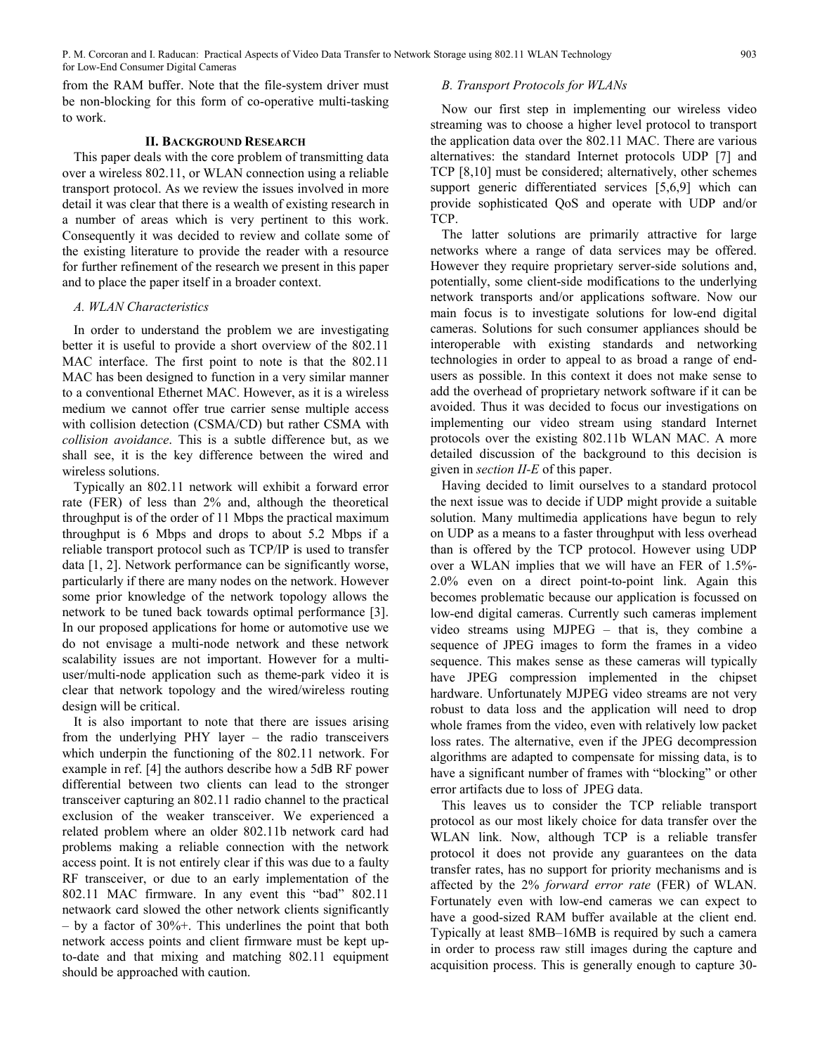from the RAM buffer. Note that the file-system driver must be non-blocking for this form of co-operative multi-tasking to work.

## II. BACKGROUND RESEARCH

This paper deals with the core problem of transmitting data over a wireless 802.11, or WLAN connection using a reliable transport protocol. As we review the issues involved in more detail it was clear that there is a wealth of existing research in a number of areas which is very pertinent to this work. Consequently it was decided to review and collate some of the existing literature to provide the reader with a resource for further refinement of the research we present in this paper and to place the paper itself in a broader context.

### *A. WLAN Characteristics*

In order to understand the problem we are investigating better it is useful to provide a short overview of the 802.11 MAC interface. The first point to note is that the 802.11 MAC has been designed to function in a very similar manner to a conventional Ethernet MAC. However, as it is a wireless medium we cannot offer true carrier sense multiple access with collision detection (CSMA/CD) but rather CSMA with *collision avoidance*. This is a subtle difference but, as we shall see, it is the key difference between the wired and wireless solutions.

Typically an 802.11 network will exhibit a forward error rate (FER) of less than 2% and, although the theoretical throughput is of the order of 11 Mbps the practical maximum throughput is 6 Mbps and drops to about 5.2 Mbps if a reliable transport protocol such as TCP/IP is used to transfer data [1, 2]. Network performance can be significantly worse, particularly if there are many nodes on the network. However some prior knowledge of the network topology allows the network to be tuned back towards optimal performance [3]. In our proposed applications for home or automotive use we do not envisage a multi-node network and these network scalability issues are not important. However for a multi-user/multi-node application such as theme-park video it is clear that network topology and the wired/wireless routing design will be critical.

It is also important to note that there are issues arising from the underlying PHY layer – the radio transceivers which underpin the functioning of the 802.11 network. For example in ref. [4] the authors describe how a 5dB RF power differential between two clients can lead to the stronger transceiver capturing an 802.11 radio channel to the practical exclusion of the weaker transceiver. We experienced a related problem where an older 802.11b network card had problems making a reliable connection with the network access point. It is not entirely clear if this was due to a faulty RF transceiver, or due to an early implementation of the 802.11 MAC firmware. In any event this "bad" 802.11 netwaork card slowed the other network clients significantly – by a factor of 30%+. This underlines the point that both network access points and client firmware must be kept up-to-date and that mixing and matching 802.11 equipment should be approached with caution.

### *B. Transport Protocols for WLANs*

Now our first step in implementing our wireless video streaming was to choose a higher level protocol to transport the application data over the 802.11 MAC. There are various alternatives: the standard Internet protocols UDP [7] and TCP [8,10] must be considered; alternatively, other schemes support generic differentiated services [5,6,9] which can provide sophisticated QoS and operate with UDP and/or TCP.

The latter solutions are primarily attractive for large networks where a range of data services may be offered. However they require proprietary server-side solutions and, potentially, some client-side modifications to the underlying network transports and/or applications software. Now our main focus is to investigate solutions for low-end digital cameras. Solutions for such consumer appliances should be interoperable with existing standards and networking technologies in order to appeal to as broad a range of end-users as possible. In this context it does not make sense to add the overhead of proprietary network software if it can be avoided. Thus it was decided to focus our investigations on implementing our video stream using standard Internet protocols over the existing 802.11b WLAN MAC. A more detailed discussion of the background to this decision is given in *section II-E* of this paper.

Having decided to limit ourselves to a standard protocol the next issue was to decide if UDP might provide a suitable solution. Many multimedia applications have begun to rely on UDP as a means to a faster throughput with less overhead than is offered by the TCP protocol. However using UDP over a WLAN implies that we will have an FER of 1.5%-2.0% even on a direct point-to-point link. Again this becomes problematic because our application is focussed on low-end digital cameras. Currently such cameras implement video streams using MJPEG – that is, they combine a sequence of JPEG images to form the frames in a video sequence. This makes sense as these cameras will typically have JPEG compression implemented in the chipset hardware. Unfortunately MJPEG video streams are not very robust to data loss and the application will need to drop whole frames from the video, even with relatively low packet loss rates. The alternative, even if the JPEG decompression algorithms are adapted to compensate for missing data, is to have a significant number of frames with "blocking" or other error artifacts due to loss of JPEG data.

This leaves us to consider the TCP reliable transport protocol as our most likely choice for data transfer over the WLAN link. Now, although TCP is a reliable transfer protocol it does not provide any guarantees on the data transfer rates, has no support for priority mechanisms and is affected by the 2% *forward error rate* (FER) of WLAN. Fortunately even with low-end cameras we can expect to have a good-sized RAM buffer available at the client end. Typically at least 8MB–16MB is required by such a camera in order to process raw still images during the capture and acquisition process. This is generally enough to capture 30-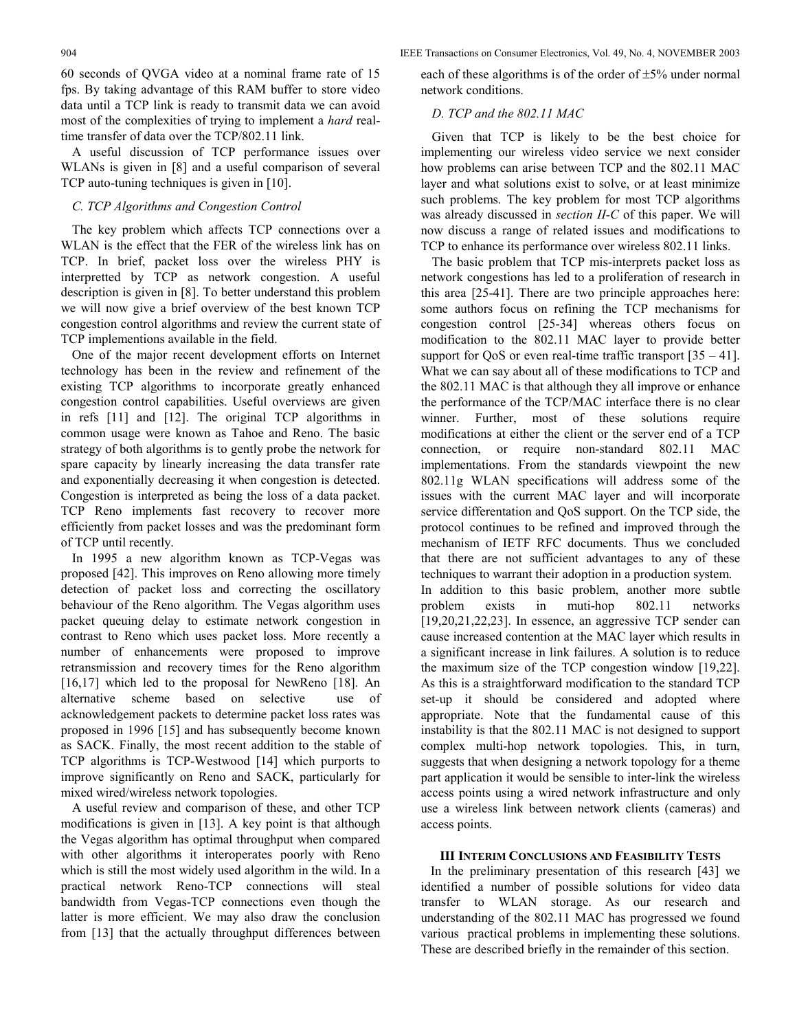60 seconds of QVGA video at a nominal frame rate of 15 fps. By taking advantage of this RAM buffer to store video data until a TCP link is ready to transmit data we can avoid most of the complexities of trying to implement a *hard* real-time transfer of data over the TCP/802.11 link.

A useful discussion of TCP performance issues over WLANs is given in [8] and a useful comparison of several TCP auto-tuning techniques is given in [10].

### *C. TCP Algorithms and Congestion Control*

The key problem which affects TCP connections over a WLAN is the effect that the FER of the wireless link has on TCP. In brief, packet loss over the wireless PHY is interpretted by TCP as network congestion. A useful description is given in [8]. To better understand this problem we will now give a brief overview of the best known TCP congestion control algorithms and review the current state of TCP implementions available in the field.

One of the major recent development efforts on Internet technology has been in the review and refinement of the existing TCP algorithms to incorporate greatly enhanced congestion control capabilities. Useful overviews are given in refs [11] and [12]. The original TCP algorithms in common usage were known as Tahoe and Reno. The basic strategy of both algorithms is to gently probe the network for spare capacity by linearly increasing the data transfer rate and exponentially decreasing it when congestion is detected. Congestion is interpreted as being the loss of a data packet. TCP Reno implements fast recovery to recover more efficiently from packet losses and was the predominant form of TCP until recently.

In 1995 a new algorithm known as TCP-Vegas was proposed [42]. This improves on Reno allowing more timely detection of packet loss and correcting the oscillatory behaviour of the Reno algorithm. The Vegas algorithm uses packet queuing delay to estimate network congestion in contrast to Reno which uses packet loss. More recently a number of enhancements were proposed to improve retransmission and recovery times for the Reno algorithm [16,17] which led to the proposal for NewReno [18]. An alternative scheme based on selective use of acknowledgement packets to determine packet loss rates was proposed in 1996 [15] and has subsequently become known as SACK. Finally, the most recent addition to the stable of TCP algorithms is TCP-Westwood [14] which purports to improve significantly on Reno and SACK, particularly for mixed wired/wireless network topologies.

A useful review and comparison of these, and other TCP modifications is given in [13]. A key point is that although the Vegas algorithm has optimal throughput when compared with other algorithms it interoperates poorly with Reno which is still the most widely used algorithm in the wild. In a practical network Reno-TCP connections will steal bandwidth from Vegas-TCP connections even though the latter is more efficient. We may also draw the conclusion from [13] that the actually throughput differences between each of these algorithms is of the order of ±5% under normal network conditions.

### *D. TCP and the 802.11 MAC*

Given that TCP is likely to be the best choice for implementing our wireless video service we next consider how problems can arise between TCP and the 802.11 MAC layer and what solutions exist to solve, or at least minimize such problems. The key problem for most TCP algorithms was already discussed in *section II-C* of this paper. We will now discuss a range of related issues and modifications to TCP to enhance its performance over wireless 802.11 links.

The basic problem that TCP mis-interprets packet loss as network congestions has led to a proliferation of research in this area [25-41]. There are two principle approaches here: some authors focus on refining the TCP mechanisms for congestion control [25-34] whereas others focus on modification to the 802.11 MAC layer to provide better support for QoS or even real-time traffic transport [35 – 41]. What we can say about all of these modifications to TCP and the 802.11 MAC is that although they all improve or enhance the performance of the TCP/MAC interface there is no clear winner. Further, most of these solutions require modifications at either the client or the server end of a TCP connection, or require non-standard 802.11 MAC implementations. From the standards viewpoint the new 802.11g WLAN specifications will address some of the issues with the current MAC layer and will incorporate service differentation and QoS support. On the TCP side, the protocol continues to be refined and improved through the mechanism of IETF RFC documents. Thus we concluded that there are not sufficient advantages to any of these techniques to warrant their adoption in a production system.

In addition to this basic problem, another more subtle problem exists in muti-hop 802.11 networks [19,20,21,22,23]. In essence, an aggressive TCP sender can cause increased contention at the MAC layer which results in a significant increase in link failures. A solution is to reduce the maximum size of the TCP congestion window [19,22]. As this is a straightforward modification to the standard TCP set-up it should be considered and adopted where appropriate. Note that the fundamental cause of this instability is that the 802.11 MAC is not designed to support complex multi-hop network topologies. This, in turn, suggests that when designing a network topology for a theme part application it would be sensible to inter-link the wireless access points using a wired network infrastructure and only use a wireless link between network clients (cameras) and access points.

## III Interim Conclusions and Feasibility Tests

In the preliminary presentation of this research [43] we identified a number of possible solutions for video data transfer to WLAN storage. As our research and understanding of the 802.11 MAC has progressed we found various practical problems in implementing these solutions. These are described briefly in the remainder of this section.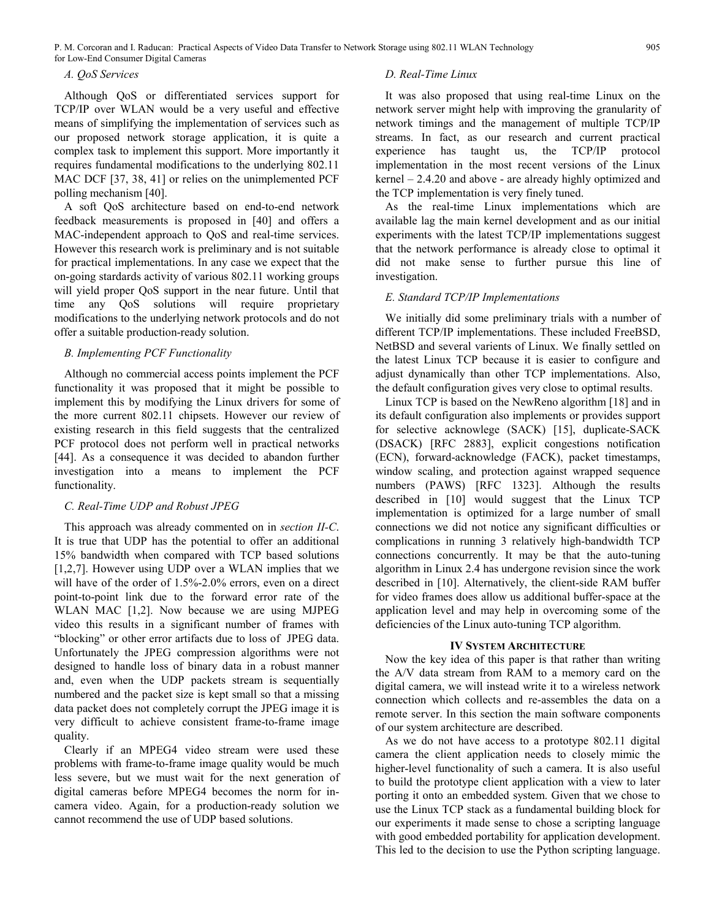### A. QoS Services

Although QoS or differentiated services support for TCP/IP over WLAN would be a very useful and effective means of simplifying the implementation of services such as our proposed network storage application, it is quite a complex task to implement this support. More importantly it requires fundamental modifications to the underlying 802.11 MAC DCF [37, 38, 41] or relies on the unimplemented PCF polling mechanism [40].

A soft QoS architecture based on end-to-end network feedback measurements is proposed in [40] and offers a MAC-independent approach to QoS and real-time services. However this research work is preliminary and is not suitable for practical implementations. In any case we expect that the on-going standards activity of various 802.11 working groups will yield proper QoS support in the near future. Until that time any QoS solutions will require proprietary modifications to the underlying network protocols and do not offer a suitable production-ready solution.

### B. Implementing PCF Functionality

Although no commercial access points implement the PCF functionality it was proposed that it might be possible to implement this by modifying the Linux drivers for some of the more current 802.11 chipsets. However our review of existing research in this field suggests that the centralized PCF protocol does not perform well in practical networks [44]. As a consequence it was decided to abandon further investigation into a means to implement the PCF functionality.

### C. Real-Time UDP and Robust JPEG

This approach was already commented on in *section II-C*. It is true that UDP has the potential to offer an additional 15% bandwidth when compared with TCP based solutions [1,2,7]. However using UDP over a WLAN implies that we will have of the order of 1.5%-2.0% errors, even on a direct point-to-point link due to the forward error rate of the WLAN MAC [1,2]. Now because we are using MJPEG video this results in a significant number of frames with "blocking" or other error artifacts due to loss of JPEG data. Unfortunately the JPEG compression algorithms were not designed to handle loss of binary data in a robust manner and, even when the UDP packets stream is sequentially numbered and the packet size is kept small so that a missing data packet does not completely corrupt the JPEG image it is very difficult to achieve consistent frame-to-frame image quality.

Clearly if an MPEG4 video stream were used these problems with frame-to-frame image quality would be much less severe, but we must wait for the next generation of digital cameras before MPEG4 becomes the norm for in-camera video. Again, for a production-ready solution we cannot recommend the use of UDP based solutions.

### D. Real-Time Linux

It was also proposed that using real-time Linux on the network server might help with improving the granularity of network timings and the management of multiple TCP/IP streams. In fact, as our research and current practical experience has taught us, the TCP/IP protocol implementation in the most recent versions of the Linux kernel – 2.4.20 and above - are already highly optimized and the TCP implementation is very finely tuned.

As the real-time Linux implementations which are available lag the main kernel development and as our initial experiments with the latest TCP/IP implementations suggest that the network performance is already close to optimal it did not make sense to further pursue this line of investigation.

### E. Standard TCP/IP Implementations

We initially did some preliminary trials with a number of different TCP/IP implementations. These included FreeBSD, NetBSD and several varients of Linux. We finally settled on the latest Linux TCP because it is easier to configure and adjust dynamically than other TCP implementations. Also, the default configuration gives very close to optimal results.

Linux TCP is based on the NewReno algorithm [18] and in its default configuration also implements or provides support for selective acknowlege (SACK) [15], duplicate-SACK (DSACK) [RFC 2883], explicit congestions notification (ECN), forward-acknowledge (FACK), packet timestamps, window scaling, and protection against wrapped sequence numbers (PAWS) [RFC 1323]. Although the results described in [10] would suggest that the Linux TCP implementation is optimized for a large number of small connections we did not notice any significant difficulties or complications in running 3 relatively high-bandwidth TCP connections concurrently. It may be that the auto-tuning algorithm in Linux 2.4 has undergone revision since the work described in [10]. Alternatively, the client-side RAM buffer for video frames does allow us additional buffer-space at the application level and may help in overcoming some of the deficiencies of the Linux auto-tuning TCP algorithm.

## IV SYSTEM ARCHITECTURE

Now the key idea of this paper is that rather than writing the A/V data stream from RAM to a memory card on the digital camera, we will instead write it to a wireless network connection which collects and re-assembles the data on a remote server. In this section the main software components of our system architecture are described.

As we do not have access to a prototype 802.11 digital camera the client application needs to closely mimic the higher-level functionality of such a camera. It is also useful to build the prototype client application with a view to later porting it onto an embedded system. Given that we chose to use the Linux TCP stack as a fundamental building block for our experiments it made sense to chose a scripting language with good embedded portability for application development. This led to the decision to use the Python scripting language.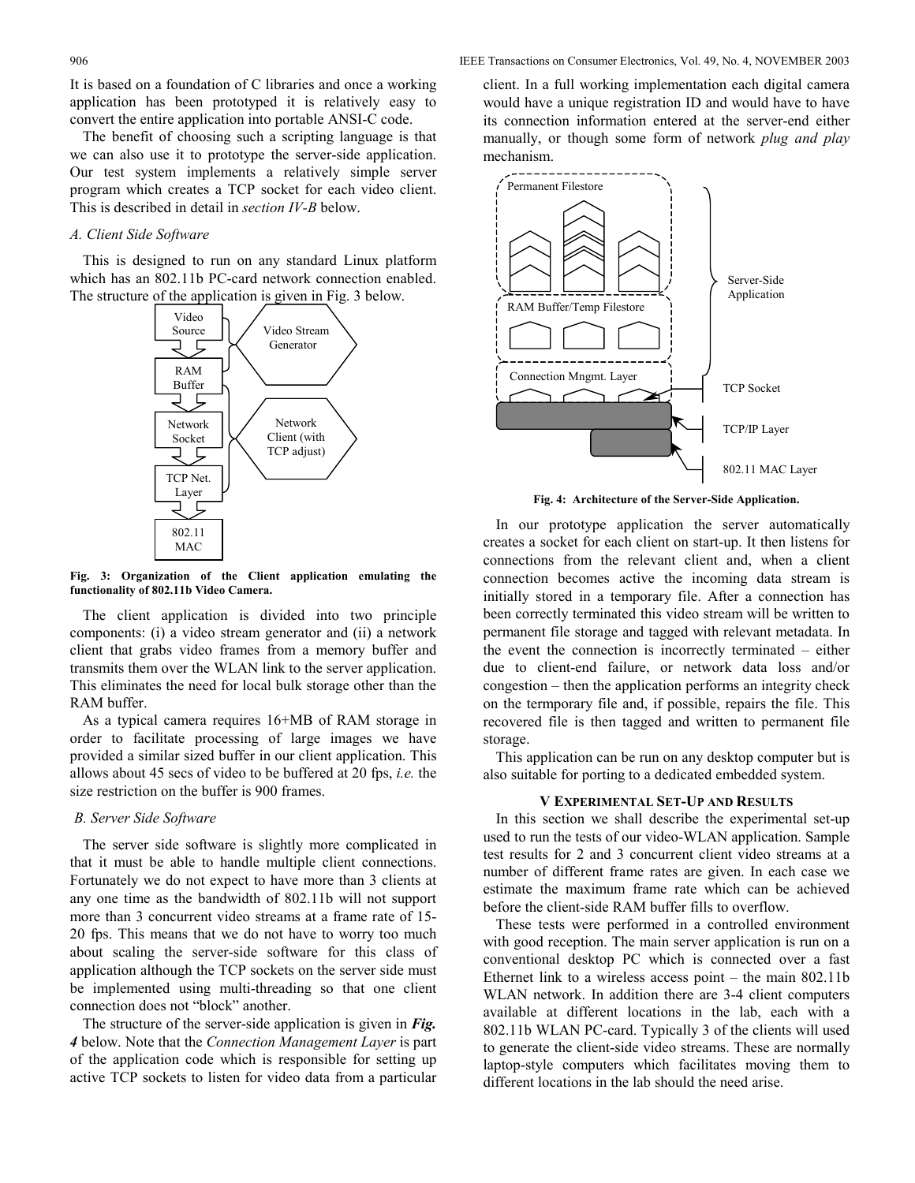It is based on a foundation of C libraries and once a working application has been prototyped it is relatively easy to convert the entire application into portable ANSI-C code.

The benefit of choosing such a scripting language is that we can also use it to prototype the server-side application. Our test system implements a relatively simple server program which creates a TCP socket for each video client. This is described in detail in *section IV-B* below.

### *A. Client Side Software*

This is designed to run on any standard Linux platform which has an 802.11b PC-card network connection enabled. The structure of the application is given in Fig. 3 below.

**Fig. 3: Organization of the Client application emulating the functionality of 802.11b Video Camera.**

The client application is divided into two principle components: (i) a video stream generator and (ii) a network client that grabs video frames from a memory buffer and transmits them over the WLAN link to the server application. This eliminates the need for local bulk storage other than the RAM buffer.

As a typical camera requires 16+MB of RAM storage in order to facilitate processing of large images we have provided a similar sized buffer in our client application. This allows about 45 secs of video to be buffered at 20 fps, *i.e.* the size restriction on the buffer is 900 frames.

### *B. Server Side Software*

The server side software is slightly more complicated in that it must be able to handle multiple client connections. Fortunately we do not expect to have more than 3 clients at any one time as the bandwidth of 802.11b will not support more than 3 concurrent video streams at a frame rate of 15-20 fps. This means that we do not have to worry too much about scaling the server-side software for this class of application although the TCP sockets on the server side must be implemented using multi-threading so that one client connection does not "block" another.

The structure of the server-side application is given in ***Fig. 4*** below. Note that the *Connection Management Layer* is part of the application code which is responsible for setting up active TCP sockets to listen for video data from a particular client. In a full working implementation each digital camera would have a unique registration ID and would have to have its connection information entered at the server-end either manually, or though some form of network *plug and play* mechanism.

**Fig. 4: Architecture of the Server-Side Application.**

In our prototype application the server automatically creates a socket for each client on start-up. It then listens for connections from the relevant client and, when a client connection becomes active the incoming data stream is initially stored in a temporary file. After a connection has been correctly terminated this video stream will be written to permanent file storage and tagged with relevant metadata. In the event the connection is incorrectly terminated – either due to client-end failure, or network data loss and/or congestion – then the application performs an integrity check on the termporary file and, if possible, repairs the file. This recovered file is then tagged and written to permanent file storage.

This application can be run on any desktop computer but is also suitable for porting to a dedicated embedded system.

## V Experimental Set-Up and Results

In this section we shall describe the experimental set-up used to run the tests of our video-WLAN application. Sample test results for 2 and 3 concurrent client video streams at a number of different frame rates are given. In each case we estimate the maximum frame rate which can be achieved before the client-side RAM buffer fills to overflow.

These tests were performed in a controlled environment with good reception. The main server application is run on a conventional desktop PC which is connected over a fast Ethernet link to a wireless access point – the main 802.11b WLAN network. In addition there are 3-4 client computers available at different locations in the lab, each with a 802.11b WLAN PC-card. Typically 3 of the clients will used to generate the client-side video streams. These are normally laptop-style computers which facilitates moving them to different locations in the lab should the need arise.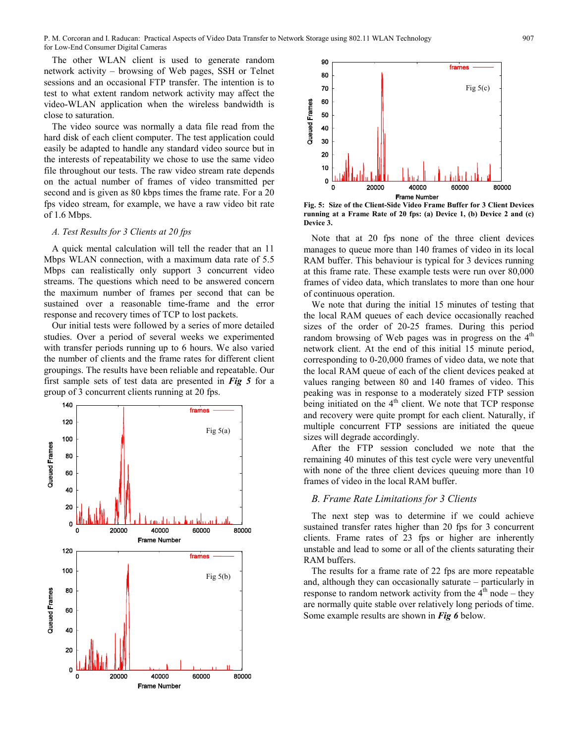The other WLAN client is used to generate random network activity – browsing of Web pages, SSH or Telnet sessions and an occasional FTP transfer. The intention is to test to what extent random network activity may affect the video-WLAN application when the wireless bandwidth is close to saturation.

The video source was normally a data file read from the hard disk of each client computer. The test application could easily be adapted to handle any standard video source but in the interests of repeatability we chose to use the same video file throughout our tests. The raw video stream rate depends on the actual number of frames of video transmitted per second and is given as 80 kbps times the frame rate. For a 20 fps video stream, for example, we have a raw video bit rate of 1.6 Mbps.

### *A. Test Results for 3 Clients at 20 fps*

A quick mental calculation will tell the reader that an 11 Mbps WLAN connection, with a maximum data rate of 5.5 Mbps can realistically only support 3 concurrent video streams. The questions which need to be answered concern the maximum number of frames per second that can be sustained over a reasonable time-frame and the error response and recovery times of TCP to lost packets.

Our initial tests were followed by a series of more detailed studies. Over a period of several weeks we experimented with transfer periods running up to 6 hours. We also varied the number of clients and the frame rates for different client groupings. The results have been reliable and repeatable. Our first sample sets of test data are presented in ***Fig 5*** for a group of 3 concurrent clients running at 20 fps.

**Fig. 5: Size of the Client-Side Video Frame Buffer for 3 Client Devices running at a Frame Rate of 20 fps: (a) Device 1, (b) Device 2 and (c) Device 3.**

Note that at 20 fps none of the three client devices manages to queue more than 140 frames of video in its local RAM buffer. This behaviour is typical for 3 devices running at this frame rate. These example tests were run over 80,000 frames of video data, which translates to more than one hour of continuous operation.

We note that during the initial 15 minutes of testing that the local RAM queues of each device occasionally reached sizes of the order of 20-25 frames. During this period random browsing of Web pages was in progress on the 4th network client. At the end of this initial 15 minute period, corresponding to 0-20,000 frames of video data, we note that the local RAM queue of each of the client devices peaked at values ranging between 80 and 140 frames of video. This peaking was in response to a moderately sized FTP session being initiated on the 4th client. We note that TCP response and recovery were quite prompt for each client. Naturally, if multiple concurrent FTP sessions are initiated the queue sizes will degrade accordingly.

After the FTP session concluded we note that the remaining 40 minutes of this test cycle were very uneventful with none of the three client devices queuing more than 10 frames of video in the local RAM buffer.

### *B. Frame Rate Limitations for 3 Clients*

The next step was to determine if we could achieve sustained transfer rates higher than 20 fps for 3 concurrent clients. Frame rates of 23 fps or higher are inherently unstable and lead to some or all of the clients saturating their RAM buffers.

The results for a frame rate of 22 fps are more repeatable and, although they can occasionally saturate – particularly in response to random network activity from the 4th node – they are normally quite stable over relatively long periods of time. Some example results are shown in ***Fig 6*** below.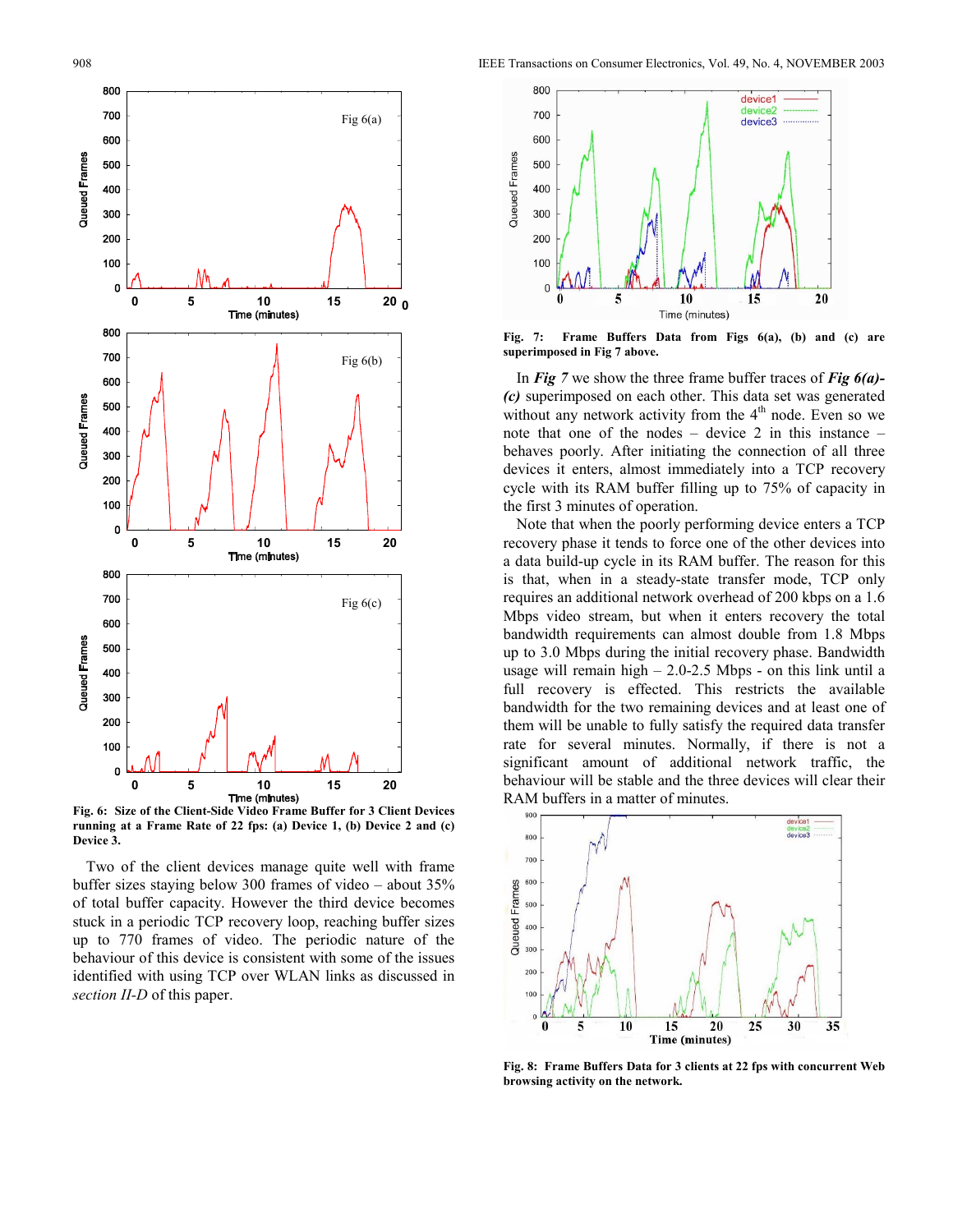**Fig. 6: Size of the Client-Side Video Frame Buffer for 3 Client Devices running at a Frame Rate of 22 fps: (a) Device 1, (b) Device 2 and (c) Device 3.**

Two of the client devices manage quite well with frame buffer sizes staying below 300 frames of video – about 35% of total buffer capacity. However the third device becomes stuck in a periodic TCP recovery loop, reaching buffer sizes up to 770 frames of video. The periodic nature of the behaviour of this device is consistent with some of the issues identified with using TCP over WLAN links as discussed in *section II-D* of this paper.

**Fig. 7: Frame Buffers Data from Figs 6(a), (b) and (c) are superimposed in Fig 7 above.**

In ***Fig 7*** we show the three frame buffer traces of ***Fig 6(a)-(c)*** superimposed on each other. This data set was generated without any network activity from the 4th node. Even so we note that one of the nodes – device 2 in this instance – behaves poorly. After initiating the connection of all three devices it enters, almost immediately into a TCP recovery cycle with its RAM buffer filling up to 75% of capacity in the first 3 minutes of operation.

Note that when the poorly performing device enters a TCP recovery phase it tends to force one of the other devices into a data build-up cycle in its RAM buffer. The reason for this is that, when in a steady-state transfer mode, TCP only requires an additional network overhead of 200 kbps on a 1.6 Mbps video stream, but when it enters recovery the total bandwidth requirements can almost double from 1.8 Mbps up to 3.0 Mbps during the initial recovery phase. Bandwidth usage will remain high – 2.0-2.5 Mbps - on this link until a full recovery is effected. This restricts the available bandwidth for the two remaining devices and at least one of them will be unable to fully satisfy the required data transfer rate for several minutes. Normally, if there is not a significant amount of additional network traffic, the behaviour will be stable and the three devices will clear their RAM buffers in a matter of minutes.

**Fig. 8: Frame Buffers Data for 3 clients at 22 fps with concurrent Web browsing activity on the network.**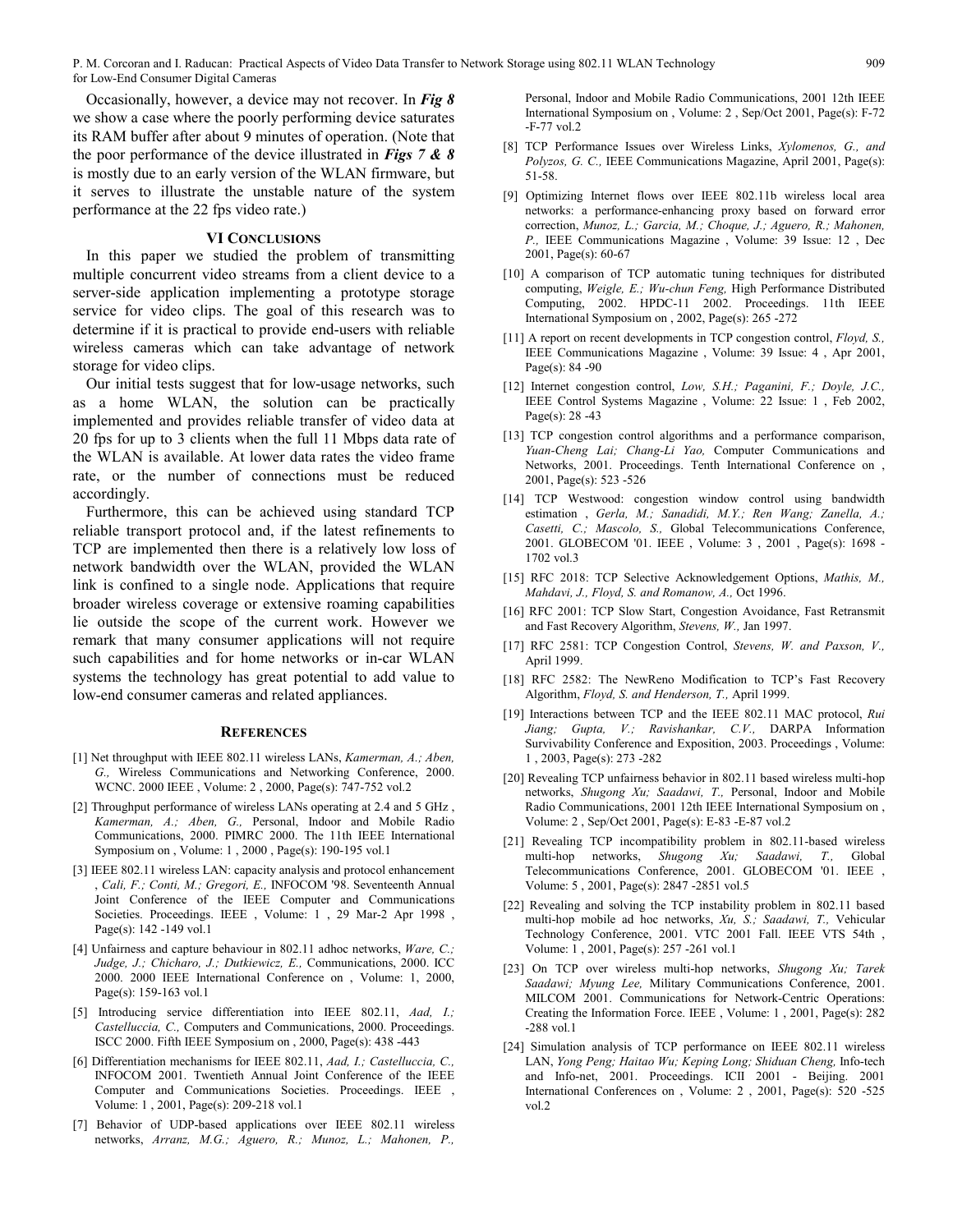Occasionally, however, a device may not recover. In ***Fig 8*** we show a case where the poorly performing device saturates its RAM buffer after about 9 minutes of operation. (Note that the poor performance of the device illustrated in ***Figs 7 & 8*** is mostly due to an early version of the WLAN firmware, but it serves to illustrate the unstable nature of the system performance at the 22 fps video rate.)

## VI Conclusions

In this paper we studied the problem of transmitting multiple concurrent video streams from a client device to a server-side application implementing a prototype storage service for video clips. The goal of this research was to determine if it is practical to provide end-users with reliable wireless cameras which can take advantage of network storage for video clips.

Our initial tests suggest that for low-usage networks, such as a home WLAN, the solution can be practically implemented and provides reliable transfer of video data at 20 fps for up to 3 clients when the full 11 Mbps data rate of the WLAN is available. At lower data rates the video frame rate, or the number of connections must be reduced accordingly.

Furthermore, this can be achieved using standard TCP reliable transport protocol and, if the latest refinements to TCP are implemented then there is a relatively low loss of network bandwidth over the WLAN, provided the WLAN link is confined to a single node. Applications that require broader wireless coverage or extensive roaming capabilities lie outside the scope of the current work. However we remark that many consumer applications will not require such capabilities and for home networks or in-car WLAN systems the technology has great potential to add value to low-end consumer cameras and related appliances.

## References

[1] Net throughput with IEEE 802.11 wireless LANs, *Kamerman, A.; Aben, G.,* Wireless Communications and Networking Conference, 2000. WCNC. 2000 IEEE , Volume: 2 , 2000, Page(s): 747-752 vol.2

[2] Throughput performance of wireless LANs operating at 2.4 and 5 GHz , *Kamerman, A.; Aben, G.,* Personal, Indoor and Mobile Radio Communications, 2000. PIMRC 2000. The 11th IEEE International Symposium on , Volume: 1 , 2000 , Page(s): 190-195 vol.1

[3] IEEE 802.11 wireless LAN: capacity analysis and protocol enhancement , *Cali, F.; Conti, M.; Gregori, E.,* INFOCOM '98. Seventeenth Annual Joint Conference of the IEEE Computer and Communications Societies. Proceedings. IEEE , Volume: 1 , 29 Mar-2 Apr 1998 , Page(s): 142 -149 vol.1

[4] Unfairness and capture behaviour in 802.11 adhoc networks, *Ware, C.; Judge, J.; Chicharo, J.; Dutkiewicz, E.,* Communications, 2000. ICC 2000. 2000 IEEE International Conference on , Volume: 1, 2000, Page(s): 159-163 vol.1

[5] Introducing service differentiation into IEEE 802.11, *Aad, I.; Castelluccia, C.,* Computers and Communications, 2000. Proceedings. ISCC 2000. Fifth IEEE Symposium on , 2000, Page(s): 438 -443

[6] Differentiation mechanisms for IEEE 802.11, *Aad, I.; Castelluccia, C.,* INFOCOM 2001. Twentieth Annual Joint Conference of the IEEE Computer and Communications Societies. Proceedings. IEEE , Volume: 1 , 2001, Page(s): 209-218 vol.1

[7] Behavior of UDP-based applications over IEEE 802.11 wireless networks, *Arranz, M.G.; Aguero, R.; Munoz, L.; Mahonen, P.,* Personal, Indoor and Mobile Radio Communications, 2001 12th IEEE International Symposium on , Volume: 2 , Sep/Oct 2001, Page(s): F-72 -F-77 vol.2

[8] TCP Performance Issues over Wireless Links, *Xylomenos, G., and Polyzos, G. C.,* IEEE Communications Magazine, April 2001, Page(s): 51-58.

[9] Optimizing Internet flows over IEEE 802.11b wireless local area networks: a performance-enhancing proxy based on forward error correction, *Munoz, L.; Garcia, M.; Choque, J.; Aguero, R.; Mahonen, P.,* IEEE Communications Magazine , Volume: 39 Issue: 12 , Dec 2001, Page(s): 60-67

[10] A comparison of TCP automatic tuning techniques for distributed computing, *Weigle, E.; Wu-chun Feng,* High Performance Distributed Computing, 2002. HPDC-11 2002. Proceedings. 11th IEEE International Symposium on , 2002, Page(s): 265 -272

[11] A report on recent developments in TCP congestion control, *Floyd, S.,* IEEE Communications Magazine , Volume: 39 Issue: 4 , Apr 2001, Page(s): 84 -90

[12] Internet congestion control, *Low, S.H.; Paganini, F.; Doyle, J.C.,* IEEE Control Systems Magazine , Volume: 22 Issue: 1 , Feb 2002, Page(s): 28 -43

[13] TCP congestion control algorithms and a performance comparison, *Yuan-Cheng Lai; Chang-Li Yao,* Computer Communications and Networks, 2001. Proceedings. Tenth International Conference on , 2001, Page(s): 523 -526

[14] TCP Westwood: congestion window control using bandwidth estimation , *Gerla, M.; Sanadidi, M.Y.; Ren Wang; Zanella, A.; Casetti, C.; Mascolo, S.,* Global Telecommunications Conference, 2001. GLOBECOM '01. IEEE , Volume: 3 , 2001 , Page(s): 1698 -1702 vol.3

[15] RFC 2018: TCP Selective Acknowledgement Options, *Mathis, M., Mahdavi, J., Floyd, S. and Romanow, A.,* Oct 1996.

[16] RFC 2001: TCP Slow Start, Congestion Avoidance, Fast Retransmit and Fast Recovery Algorithm, *Stevens, W.,* Jan 1997.

[17] RFC 2581: TCP Congestion Control, *Stevens, W. and Paxson, V.,* April 1999.

[18] RFC 2582: The NewReno Modification to TCP's Fast Recovery Algorithm, *Floyd, S. and Henderson, T.,* April 1999.

[19] Interactions between TCP and the IEEE 802.11 MAC protocol, *Rui Jiang; Gupta, V.; Ravishankar, C.V.,* DARPA Information Survivability Conference and Exposition, 2003. Proceedings , Volume: 1 , 2003, Page(s): 273 -282

[20] Revealing TCP unfairness behavior in 802.11 based wireless multi-hop networks, *Shugong Xu; Saadawi, T.,* Personal, Indoor and Mobile Radio Communications, 2001 12th IEEE International Symposium on , Volume: 2 , Sep/Oct 2001, Page(s): E-83 -E-87 vol.2

[21] Revealing TCP incompatibility problem in 802.11-based wireless multi-hop networks, *Shugong Xu; Saadawi, T.,* Global Telecommunications Conference, 2001. GLOBECOM '01. IEEE , Volume: 5 , 2001, Page(s): 2847 -2851 vol.5

[22] Revealing and solving the TCP instability problem in 802.11 based multi-hop mobile ad hoc networks, *Xu, S.; Saadawi, T.,* Vehicular Technology Conference, 2001. VTC 2001 Fall. IEEE VTS 54th , Volume: 1 , 2001, Page(s): 257 -261 vol.1

[23] On TCP over wireless multi-hop networks, *Shugong Xu; Tarek Saadawi; Myung Lee,* Military Communications Conference, 2001. MILCOM 2001. Communications for Network-Centric Operations: Creating the Information Force. IEEE , Volume: 1 , 2001, Page(s): 282 -288 vol.1

[24] Simulation analysis of TCP performance on IEEE 802.11 wireless LAN, *Yong Peng; Haitao Wu; Keping Long; Shiduan Cheng,* Info-tech and Info-net, 2001. Proceedings. ICII 2001 - Beijing. 2001 International Conferences on , Volume: 2 , 2001, Page(s): 520 -525 vol.2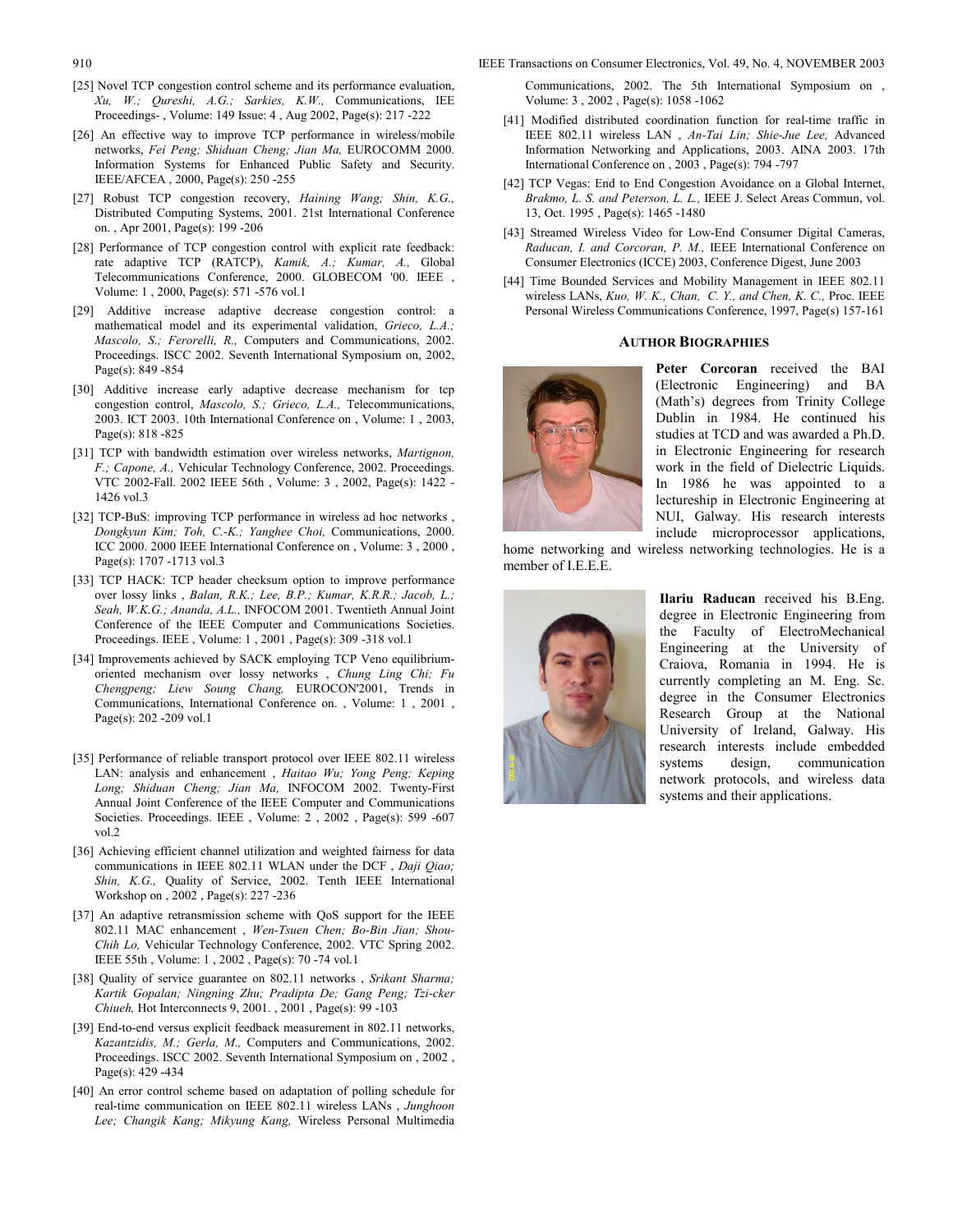[25] Novel TCP congestion control scheme and its performance evaluation, *Xu, W.; Qureshi, A.G.; Sarkies, K.W.,* Communications, IEE Proceedings- , Volume: 149 Issue: 4 , Aug 2002, Page(s): 217 -222

[26] An effective way to improve TCP performance in wireless/mobile networks, *Fei Peng; Shiduan Cheng; Jian Ma,* EUROCOMM 2000. Information Systems for Enhanced Public Safety and Security. IEEE/AFCEA , 2000, Page(s): 250 -255

[27] Robust TCP congestion recovery, *Haining Wang; Shin, K.G.,* Distributed Computing Systems, 2001. 21st International Conference on. , Apr 2001, Page(s): 199 -206

[28] Performance of TCP congestion control with explicit rate feedback: rate adaptive TCP (RATCP), *Kamik, A.; Kumar, A.,* Global Telecommunications Conference, 2000. GLOBECOM '00. IEEE , Volume: 1 , 2000, Page(s): 571 -576 vol.1

[29] Additive increase adaptive decrease congestion control: a mathematical model and its experimental validation, *Grieco, L.A.; Mascolo, S.; Ferorelli, R.,* Computers and Communications, 2002. Proceedings. ISCC 2002. Seventh International Symposium on, 2002, Page(s): 849 -854

[30] Additive increase early adaptive decrease mechanism for tcp congestion control, *Mascolo, S.; Grieco, L.A.,* Telecommunications, 2003. ICT 2003. 10th International Conference on , Volume: 1 , 2003, Page(s): 818 -825

[31] TCP with bandwidth estimation over wireless networks, *Martignon, F.; Capone, A.,* Vehicular Technology Conference, 2002. Proceedings. VTC 2002-Fall. 2002 IEEE 56th , Volume: 3 , 2002, Page(s): 1422 -1426 vol.3

[32] TCP-BuS: improving TCP performance in wireless ad hoc networks , *Dongkyun Kim; Toh, C.-K.; Yanghee Choi,* Communications, 2000. ICC 2000. 2000 IEEE International Conference on , Volume: 3 , 2000 , Page(s): 1707 -1713 vol.3

[33] TCP HACK: TCP header checksum option to improve performance over lossy links , *Balan, R.K.; Lee, B.P.; Kumar, K.R.R.; Jacob, L.; Seah, W.K.G.; Ananda, A.L.,* INFOCOM 2001. Twentieth Annual Joint Conference of the IEEE Computer and Communications Societies. Proceedings. IEEE , Volume: 1 , 2001 , Page(s): 309 -318 vol.1

[34] Improvements achieved by SACK employing TCP Veno equilibrium-oriented mechanism over lossy networks , *Chung Ling Chi; Fu Chengpeng; Liew Soung Chang,* EUROCON'2001, Trends in Communications, International Conference on. , Volume: 1 , 2001 , Page(s): 202 -209 vol.1

[35] Performance of reliable transport protocol over IEEE 802.11 wireless LAN: analysis and enhancement , *Haitao Wu; Yong Peng; Keping Long; Shiduan Cheng; Jian Ma,* INFOCOM 2002. Twenty-First Annual Joint Conference of the IEEE Computer and Communications Societies. Proceedings. IEEE , Volume: 2 , 2002 , Page(s): 599 -607 vol.2

[36] Achieving efficient channel utilization and weighted fairness for data communications in IEEE 802.11 WLAN under the DCF , *Daji Qiao; Shin, K.G.,* Quality of Service, 2002. Tenth IEEE International Workshop on , 2002 , Page(s): 227 -236

[37] An adaptive retransmission scheme with QoS support for the IEEE 802.11 MAC enhancement , *Wen-Tsuen Chen; Bo-Bin Jian; Shou-Chih Lo,* Vehicular Technology Conference, 2002. VTC Spring 2002. IEEE 55th , Volume: 1 , 2002 , Page(s): 70 -74 vol.1

[38] Quality of service guarantee on 802.11 networks , *Srikant Sharma; Kartik Gopalan; Ningning Zhu; Pradipta De; Gang Peng; Tzi-cker Chiueh,* Hot Interconnects 9, 2001. , 2001 , Page(s): 99 -103

[39] End-to-end versus explicit feedback measurement in 802.11 networks, *Kazantzidis, M.; Gerla, M.,* Computers and Communications, 2002. Proceedings. ISCC 2002. Seventh International Symposium on , 2002 , Page(s): 429 -434

[40] An error control scheme based on adaptation of polling schedule for real-time communication on IEEE 802.11 wireless LANs , *Junghoon Lee; Changik Kang; Mikyung Kang,* Wireless Personal Multimedia Communications, 2002. The 5th International Symposium on , Volume: 3 , 2002 , Page(s): 1058 -1062

[41] Modified distributed coordination function for real-time traffic in IEEE 802.11 wireless LAN , *An-Tai Lin; Shie-Jue Lee,* Advanced Information Networking and Applications, 2003. AINA 2003. 17th International Conference on , 2003 , Page(s): 794 -797

[42] TCP Vegas: End to End Congestion Avoidance on a Global Internet, *Brakmo, L. S. and Peterson, L. L.,* IEEE J. Select Areas Commun, vol. 13, Oct. 1995 , Page(s): 1465 -1480

[43] Streamed Wireless Video for Low-End Consumer Digital Cameras, *Raducan, I. and Corcoran, P. M.,* IEEE International Conference on Consumer Electronics (ICCE) 2003, Conference Digest, June 2003

[44] Time Bounded Services and Mobility Management in IEEE 802.11 wireless LANs, *Kuo, W. K., Chan, C. Y., and Chen, K. C.,* Proc. IEEE Personal Wireless Communications Conference, 1997, Page(s) 157-161

## AUTHOR BIOGRAPHIES

**Peter Corcoran** received the BAI (Electronic Engineering) and BA (Math's) degrees from Trinity College Dublin in 1984. He continued his studies at TCD and was awarded a Ph.D. in Electronic Engineering for research work in the field of Dielectric Liquids. In 1986 he was appointed to a lectureship in Electronic Engineering at NUI, Galway. His research interests include microprocessor applications, home networking and wireless networking technologies. He is a member of I.E.E.E.

**Ilariu Raducan** received his B.Eng. degree in Electronic Engineering from the Faculty of ElectroMechanical Engineering at the University of Craiova, Romania in 1994. He is currently completing an M. Eng. Sc. degree in the Consumer Electronics Research Group at the National University of Ireland, Galway. His research interests include embedded systems design, communication network protocols, and wireless data systems and their applications.